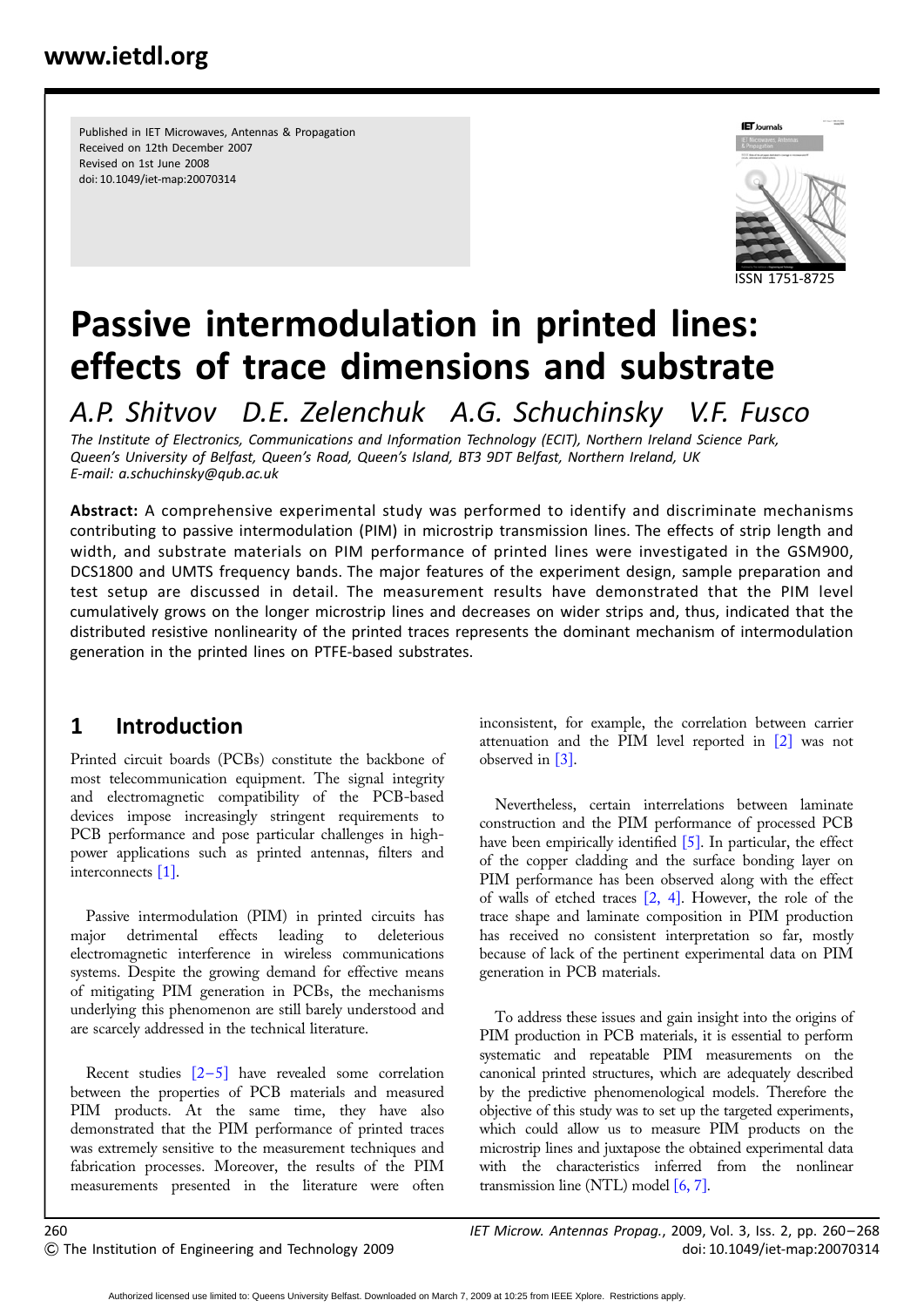Published in IET Microwaves, Antennas & Propagation
Received on 12th December 2007
Revised on 1st June 2008
doi: 10.1049/iet-map:20070314

ISSN 1751-8725

# Passive intermodulation in printed lines: effects of trace dimensions and substrate

*A.P. Shitvov D.E. Zelenchuk A.G. Schuchinsky V.F. Fusco*

*The Institute of Electronics, Communications and Information Technology (ECIT), Northern Ireland Science Park, Queen's University of Belfast, Queen's Road, Queen's Island, BT3 9DT Belfast, Northern Ireland, UK*
*E-mail: a.schuchinsky@qub.ac.uk*

**Abstract:** A comprehensive experimental study was performed to identify and discriminate mechanisms contributing to passive intermodulation (PIM) in microstrip transmission lines. The effects of strip length and width, and substrate materials on PIM performance of printed lines were investigated in the GSM900, DCS1800 and UMTS frequency bands. The major features of the experiment design, sample preparation and test setup are discussed in detail. The measurement results have demonstrated that the PIM level cumulatively grows on the longer microstrip lines and decreases on wider strips and, thus, indicated that the distributed resistive nonlinearity of the printed traces represents the dominant mechanism of intermodulation generation in the printed lines on PTFE-based substrates.

## 1 Introduction

Printed circuit boards (PCBs) constitute the backbone of most telecommunication equipment. The signal integrity and electromagnetic compatibility of the PCB-based devices impose increasingly stringent requirements to PCB performance and pose particular challenges in high-power applications such as printed antennas, filters and interconnects [1].

Passive intermodulation (PIM) in printed circuits has major detrimental effects leading to deleterious electromagnetic interference in wireless communications systems. Despite the growing demand for effective means of mitigating PIM generation in PCBs, the mechanisms underlying this phenomenon are still barely understood and are scarcely addressed in the technical literature.

Recent studies [2–5] have revealed some correlation between the properties of PCB materials and measured PIM products. At the same time, they have also demonstrated that the PIM performance of printed traces was extremely sensitive to the measurement techniques and fabrication processes. Moreover, the results of the PIM measurements presented in the literature were often inconsistent, for example, the correlation between carrier attenuation and the PIM level reported in [2] was not observed in [3].

Nevertheless, certain interrelations between laminate construction and the PIM performance of processed PCB have been empirically identified [5]. In particular, the effect of the copper cladding and the surface bonding layer on PIM performance has been observed along with the effect of walls of etched traces [2, 4]. However, the role of the trace shape and laminate composition in PIM production has received no consistent interpretation so far, mostly because of lack of the pertinent experimental data on PIM generation in PCB materials.

To address these issues and gain insight into the origins of PIM production in PCB materials, it is essential to perform systematic and repeatable PIM measurements on the canonical printed structures, which are adequately described by the predictive phenomenological models. Therefore the objective of this study was to set up the targeted experiments, which could allow us to measure PIM products on the microstrip lines and juxtapose the obtained experimental data with the characteristics inferred from the nonlinear transmission line (NTL) model [6, 7].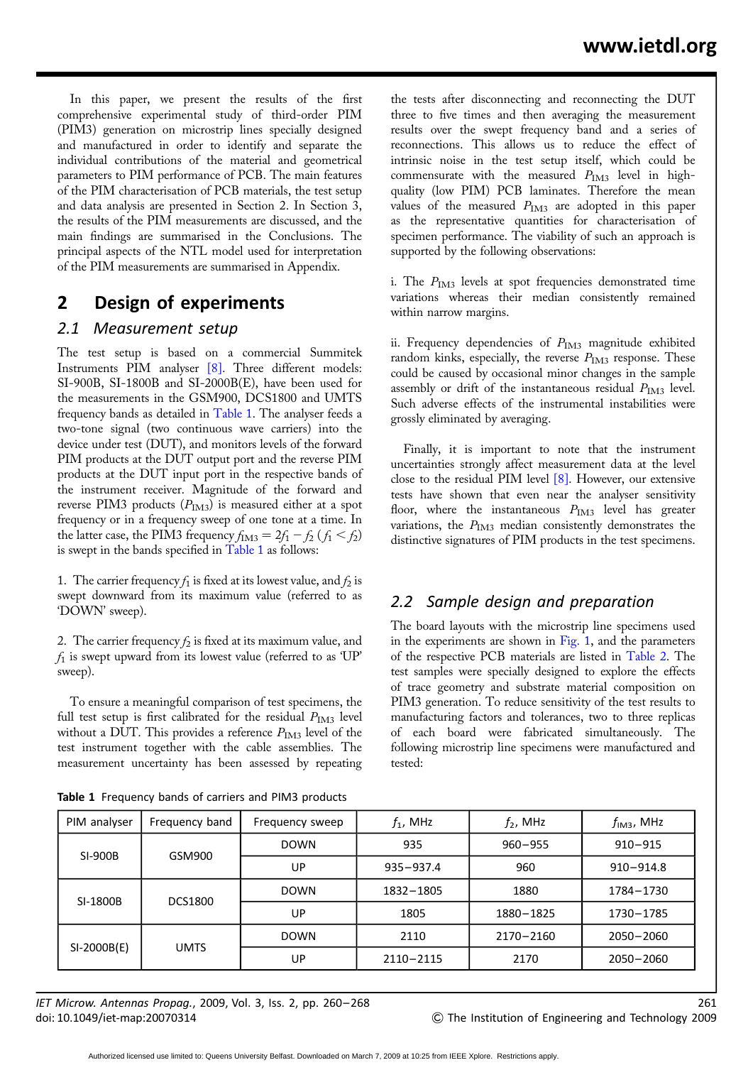In this paper, we present the results of the first comprehensive experimental study of third-order PIM (PIM3) generation on microstrip lines specially designed and manufactured in order to identify and separate the individual contributions of the material and geometrical parameters to PIM performance of PCB. The main features of the PIM characterisation of PCB materials, the test setup and data analysis are presented in Section 2. In Section 3, the results of the PIM measurements are discussed, and the main findings are summarised in the Conclusions. The principal aspects of the NTL model used for interpretation of the PIM measurements are summarised in Appendix.

## 2 Design of experiments

### 2.1 Measurement setup

The test setup is based on a commercial Summitek Instruments PIM analyser [8]. Three different models: SI-900B, SI-1800B and SI-2000B(E), have been used for the measurements in the GSM900, DCS1800 and UMTS frequency bands as detailed in Table 1. The analyser feeds a two-tone signal (two continuous wave carriers) into the device under test (DUT), and monitors levels of the forward PIM products at the DUT output port and the reverse PIM products at the DUT input port in the respective bands of the instrument receiver. Magnitude of the forward and reverse PIM3 products ($P_{IM3}$) is measured either at a spot frequency or in a frequency sweep of one tone at a time. In the latter case, the PIM3 frequency $f_{IM3} = 2f_1 - f_2$ ($f_1 < f_2$) is swept in the bands specified in Table 1 as follows:

1. The carrier frequency $f_1$ is fixed at its lowest value, and $f_2$ is swept downward from its maximum value (referred to as 'DOWN' sweep).

2. The carrier frequency $f_2$ is fixed at its maximum value, and $f_1$ is swept upward from its lowest value (referred to as 'UP' sweep).

To ensure a meaningful comparison of test specimens, the full test setup is first calibrated for the residual $P_{IM3}$ level without a DUT. This provides a reference $P_{IM3}$ level of the test instrument together with the cable assemblies. The measurement uncertainty has been assessed by repeating the tests after disconnecting and reconnecting the DUT three to five times and then averaging the measurement results over the swept frequency band and a series of reconnections. This allows us to reduce the effect of intrinsic noise in the test setup itself, which could be commensurate with the measured $P_{IM3}$ level in high-quality (low PIM) PCB laminates. Therefore the mean values of the measured $P_{IM3}$ are adopted in this paper as the representative quantities for characterisation of specimen performance. The viability of such an approach is supported by the following observations:

i. The $P_{IM3}$ levels at spot frequencies demonstrated time variations whereas their median consistently remained within narrow margins.

ii. Frequency dependencies of $P_{IM3}$ magnitude exhibited random kinks, especially, the reverse $P_{IM3}$ response. These could be caused by occasional minor changes in the sample assembly or drift of the instantaneous residual $P_{IM3}$ level. Such adverse effects of the instrumental instabilities were grossly eliminated by averaging.

Finally, it is important to note that the instrument uncertainties strongly affect measurement data at the level close to the residual PIM level [8]. However, our extensive tests have shown that even near the analyser sensitivity floor, where the instantaneous $P_{IM3}$ level has greater variations, the $P_{IM3}$ median consistently demonstrates the distinctive signatures of PIM products in the test specimens.

### 2.2 Sample design and preparation

The board layouts with the microstrip line specimens used in the experiments are shown in Fig. 1, and the parameters of the respective PCB materials are listed in Table 2. The test samples were specially designed to explore the effects of trace geometry and substrate material composition on PIM3 generation. To reduce sensitivity of the test results to manufacturing factors and tolerances, two to three replicas of each board were fabricated simultaneously. The following microstrip line specimens were manufactured and tested:

**Table 1** Frequency bands of carriers and PIM3 products

| PIM analyser | Frequency band | Frequency sweep | $f_1$, MHz | $f_2$, MHz | $f_{IM3}$, MHz |
|---|---|---|---|---|---|
| SI-900B | GSM900 | DOWN | 935 | 960–955 | 910–915 |
| | | UP | 935–937.4 | 960 | 910–914.8 |
| SI-1800B | DCS1800 | DOWN | 1832–1805 | 1880 | 1784–1730 |
| | | UP | 1805 | 1880–1825 | 1730–1785 |
| SI-2000B(E) | UMTS | DOWN | 2110 | 2170–2160 | 2050–2060 |
| | | UP | 2110–2115 | 2170 | 2050–2060 |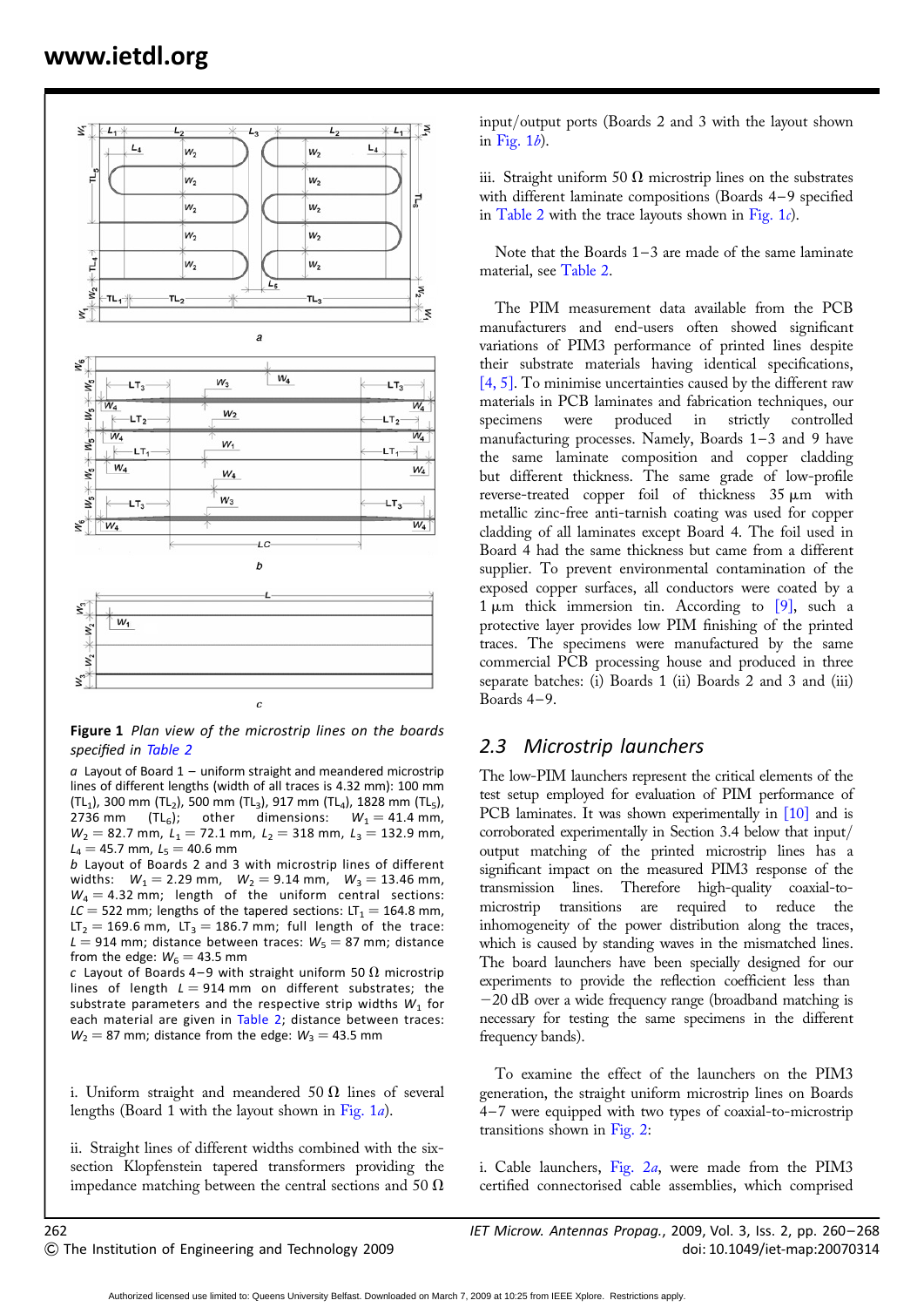**Figure 1** *Plan view of the microstrip lines on the boards specified in Table 2*

*a* Layout of Board 1 – uniform straight and meandered microstrip lines of different lengths (width of all traces is 4.32 mm): 100 mm ($TL_1$), 300 mm ($TL_2$), 500 mm ($TL_3$), 917 mm ($TL_4$), 1828 mm ($TL_5$), 2736 mm ($TL_6$); other dimensions: $W_1 = 41.4$ mm, $W_2 = 82.7$ mm, $L_1 = 72.1$ mm, $L_2 = 318$ mm, $L_3 = 132.9$ mm, $L_4 = 45.7$ mm, $L_5 = 40.6$ mm

*b* Layout of Boards 2 and 3 with microstrip lines of different widths: $W_1 = 2.29$ mm, $W_2 = 9.14$ mm, $W_3 = 13.46$ mm, $W_4 = 4.32$ mm; length of the uniform central sections: $LC = 522$ mm; lengths of the tapered sections: $LT_1 = 164.8$ mm, $LT_2 = 169.6$ mm, $LT_3 = 186.7$ mm; full length of the trace: $L = 914$ mm; distance between traces: $W_5 = 87$ mm; distance from the edge: $W_6 = 43.5$ mm

*c* Layout of Boards 4–9 with straight uniform 50 Ω microstrip lines of length $L = 914$ mm on different substrates; the substrate parameters and the respective strip widths $W_1$ for each material are given in Table 2; distance between traces: $W_2 = 87$ mm; distance from the edge: $W_3 = 43.5$ mm

i. Uniform straight and meandered 50 Ω lines of several lengths (Board 1 with the layout shown in Fig. 1*a*).

ii. Straight lines of different widths combined with the six-section Klopfenstein tapered transformers providing the impedance matching between the central sections and 50 Ω input/output ports (Boards 2 and 3 with the layout shown in Fig. 1*b*).

iii. Straight uniform 50 Ω microstrip lines on the substrates with different laminate compositions (Boards 4–9 specified in Table 2 with the trace layouts shown in Fig. 1*c*).

Note that the Boards 1–3 are made of the same laminate material, see Table 2.

The PIM measurement data available from the PCB manufacturers and end-users often showed significant variations of PIM3 performance of printed lines despite their substrate materials having identical specifications, [4, 5]. To minimise uncertainties caused by the different raw materials in PCB laminates and fabrication techniques, our specimens were produced in strictly controlled manufacturing processes. Namely, Boards 1–3 and 9 have the same laminate composition and copper cladding but different thickness. The same grade of low-profile reverse-treated copper foil of thickness 35 μm with metallic zinc-free anti-tarnish coating was used for copper cladding of all laminates except Board 4. The foil used in Board 4 had the same thickness but came from a different supplier. To prevent environmental contamination of the exposed copper surfaces, all conductors were coated by a 1 μm thick immersion tin. According to [9], such a protective layer provides low PIM finishing of the printed traces. The specimens were manufactured by the same commercial PCB processing house and produced in three separate batches: (i) Boards 1 (ii) Boards 2 and 3 and (iii) Boards 4–9.

## 2.3 Microstrip launchers

The low-PIM launchers represent the critical elements of the test setup employed for evaluation of PIM performance of PCB laminates. It was shown experimentally in [10] and is corroborated experimentally in Section 3.4 below that input/output matching of the printed microstrip lines has a significant impact on the measured PIM3 response of the transmission lines. Therefore high-quality coaxial-to-microstrip transitions are required to reduce the inhomogeneity of the power distribution along the traces, which is caused by standing waves in the mismatched lines. The board launchers have been specially designed for our experiments to provide the reflection coefficient less than −20 dB over a wide frequency range (broadband matching is necessary for testing the same specimens in the different frequency bands).

To examine the effect of the launchers on the PIM3 generation, the straight uniform microstrip lines on Boards 4–7 were equipped with two types of coaxial-to-microstrip transitions shown in Fig. 2:

i. Cable launchers, Fig. 2*a*, were made from the PIM3 certified connectorised cable assemblies, which comprised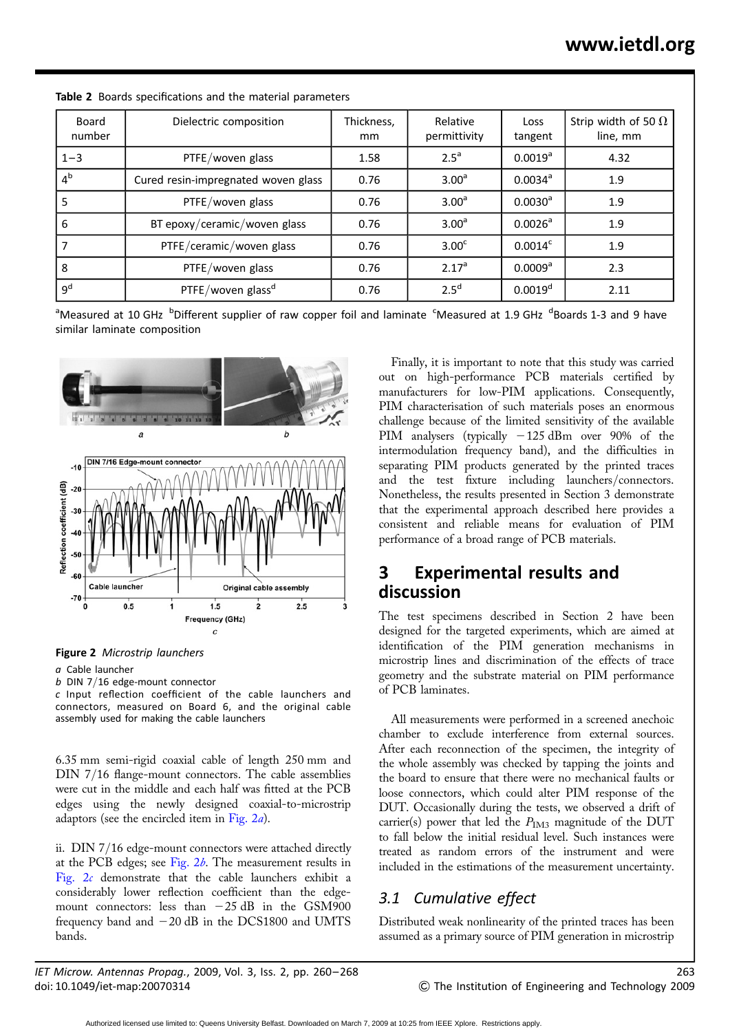**Table 2** Boards specifications and the material parameters

| Board number | Dielectric composition | Thickness, mm | Relative permittivity | Loss tangent | Strip width of 50 Ω line, mm |
|---|---|---|---|---|---|
| 1–3 | PTFE/woven glass | 1.58 | 2.5[a] | 0.0019[a] | 4.32 |
| 4[b] | Cured resin-impregnated woven glass | 0.76 | 3.00[a] | 0.0034[a] | 1.9 |
| 5 | PTFE/woven glass | 0.76 | 3.00[a] | 0.0030[a] | 1.9 |
| 6 | BT epoxy/ceramic/woven glass | 0.76 | 3.00[a] | 0.0026[a] | 1.9 |
| 7 | PTFE/ceramic/woven glass | 0.76 | 3.00[c] | 0.0014[c] | 1.9 |
| 8 | PTFE/woven glass | 0.76 | 2.17[a] | 0.0009[a] | 2.3 |
| 9[d] | PTFE/woven glass[d] | 0.76 | 2.5[d] | 0.0019[d] | 2.11 |

[a]Measured at 10 GHz [b]Different supplier of raw copper foil and laminate [c]Measured at 1.9 GHz [d]Boards 1-3 and 9 have similar laminate composition

**Figure 2** *Microstrip launchers*

*a* Cable launcher
*b* DIN 7/16 edge-mount connector
*c* Input reflection coefficient of the cable launchers and connectors, measured on Board 6, and the original cable assembly used for making the cable launchers

6.35 mm semi-rigid coaxial cable of length 250 mm and DIN 7/16 flange-mount connectors. The cable assemblies were cut in the middle and each half was fitted at the PCB edges using the newly designed coaxial-to-microstrip adaptors (see the encircled item in Fig. 2*a*).

ii. DIN 7/16 edge-mount connectors were attached directly at the PCB edges; see Fig. 2*b*. The measurement results in Fig. 2*c* demonstrate that the cable launchers exhibit a considerably lower reflection coefficient than the edge-mount connectors: less than −25 dB in the GSM900 frequency band and −20 dB in the DCS1800 and UMTS bands.

Finally, it is important to note that this study was carried out on high-performance PCB materials certified by manufacturers for low-PIM applications. Consequently, PIM characterisation of such materials poses an enormous challenge because of the limited sensitivity of the available PIM analysers (typically −125 dBm over 90% of the intermodulation frequency band), and the difficulties in separating PIM products generated by the printed traces and the test fixture including launchers/connectors. Nonetheless, the results presented in Section 3 demonstrate that the experimental approach described here provides a consistent and reliable means for evaluation of PIM performance of a broad range of PCB materials.

## 3 Experimental results and discussion

The test specimens described in Section 2 have been designed for the targeted experiments, which are aimed at identification of the PIM generation mechanisms in microstrip lines and discrimination of the effects of trace geometry and the substrate material on PIM performance of PCB laminates.

All measurements were performed in a screened anechoic chamber to exclude interference from external sources. After each reconnection of the specimen, the integrity of the whole assembly was checked by tapping the joints and the board to ensure that there were no mechanical faults or loose connectors, which could alter PIM response of the DUT. Occasionally during the tests, we observed a drift of carrier(s) power that led the $P_{IM3}$ magnitude of the DUT to fall below the initial residual level. Such instances were treated as random errors of the instrument and were included in the estimations of the measurement uncertainty.

### 3.1 Cumulative effect

Distributed weak nonlinearity of the printed traces has been assumed as a primary source of PIM generation in microstrip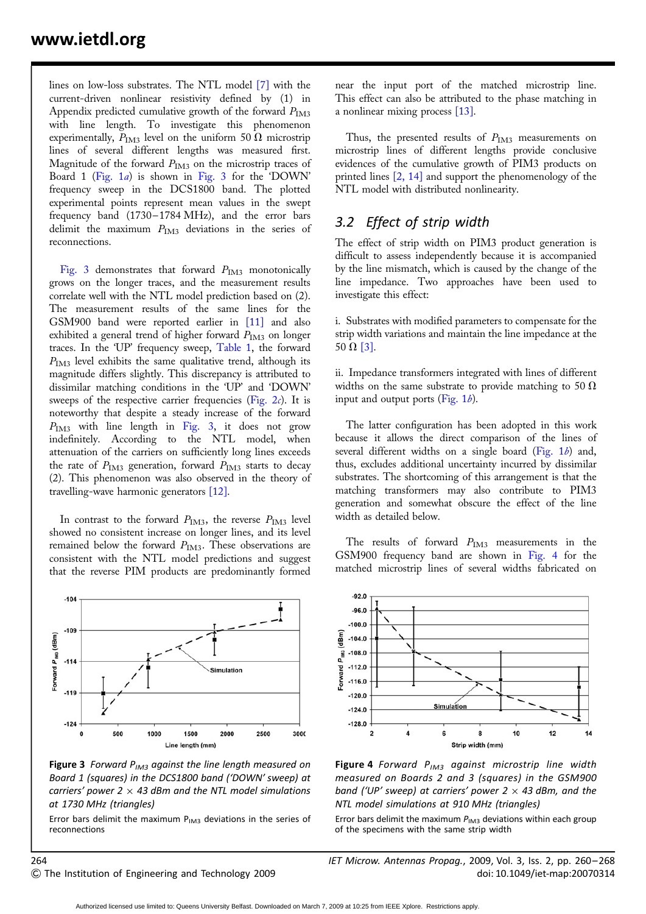lines on low-loss substrates. The NTL model [7] with the current-driven nonlinear resistivity defined by (1) in Appendix predicted cumulative growth of the forward $P_{IM3}$ with line length. To investigate this phenomenon experimentally, $P_{IM3}$ level on the uniform 50 Ω microstrip lines of several different lengths was measured first. Magnitude of the forward $P_{IM3}$ on the microstrip traces of Board 1 (Fig. 1*a*) is shown in Fig. 3 for the 'DOWN' frequency sweep in the DCS1800 band. The plotted experimental points represent mean values in the swept frequency band (1730–1784 MHz), and the error bars delimit the maximum $P_{IM3}$ deviations in the series of reconnections.

Fig. 3 demonstrates that forward $P_{IM3}$ monotonically grows on the longer traces, and the measurement results correlate well with the NTL model prediction based on (2). The measurement results of the same lines for the GSM900 band were reported earlier in [11] and also exhibited a general trend of higher forward $P_{IM3}$ on longer traces. In the 'UP' frequency sweep, Table 1, the forward $P_{IM3}$ level exhibits the same qualitative trend, although its magnitude differs slightly. This discrepancy is attributed to dissimilar matching conditions in the 'UP' and 'DOWN' sweeps of the respective carrier frequencies (Fig. 2*c*). It is noteworthy that despite a steady increase of the forward $P_{IM3}$ with line length in Fig. 3, it does not grow indefinitely. According to the NTL model, when attenuation of the carriers on sufficiently long lines exceeds the rate of $P_{IM3}$ generation, forward $P_{IM3}$ starts to decay (2). This phenomenon was also observed in the theory of travelling-wave harmonic generators [12].

In contrast to the forward $P_{IM3}$, the reverse $P_{IM3}$ level showed no consistent increase on longer lines, and its level remained below the forward $P_{IM3}$. These observations are consistent with the NTL model predictions and suggest that the reverse PIM products are predominantly formed near the input port of the matched microstrip line. This effect can also be attributed to the phase matching in a nonlinear mixing process [13].

Thus, the presented results of $P_{IM3}$ measurements on microstrip lines of different lengths provide conclusive evidences of the cumulative growth of PIM3 products on printed lines [2, 14] and support the phenomenology of the NTL model with distributed nonlinearity.

**Figure 3** *Forward $P_{IM3}$ against the line length measured on Board 1 (squares) in the DCS1800 band ('DOWN' sweep) at carriers' power 2 × 43 dBm and the NTL model simulations at 1730 MHz (triangles)*

Error bars delimit the maximum $P_{IM3}$ deviations in the series of reconnections

## 3.2 Effect of strip width

The effect of strip width on PIM3 product generation is difficult to assess independently because it is accompanied by the line mismatch, which is caused by the change of the line impedance. Two approaches have been used to investigate this effect:

i. Substrates with modified parameters to compensate for the strip width variations and maintain the line impedance at the 50 Ω [3].

ii. Impedance transformers integrated with lines of different widths on the same substrate to provide matching to 50 Ω input and output ports (Fig. 1*b*).

The latter configuration has been adopted in this work because it allows the direct comparison of the lines of several different widths on a single board (Fig. 1*b*) and, thus, excludes additional uncertainty incurred by dissimilar substrates. The shortcoming of this arrangement is that the matching transformers may also contribute to PIM3 generation and somewhat obscure the effect of the line width as detailed below.

The results of forward $P_{IM3}$ measurements in the GSM900 frequency band are shown in Fig. 4 for the matched microstrip lines of several widths fabricated on

**Figure 4** *Forward $P_{IM3}$ against microstrip line width measured on Boards 2 and 3 (squares) in the GSM900 band ('UP' sweep) at carriers' power 2 × 43 dBm, and the NTL model simulations at 910 MHz (triangles)*

Error bars delimit the maximum $P_{IM3}$ deviations within each group of the specimens with the same strip width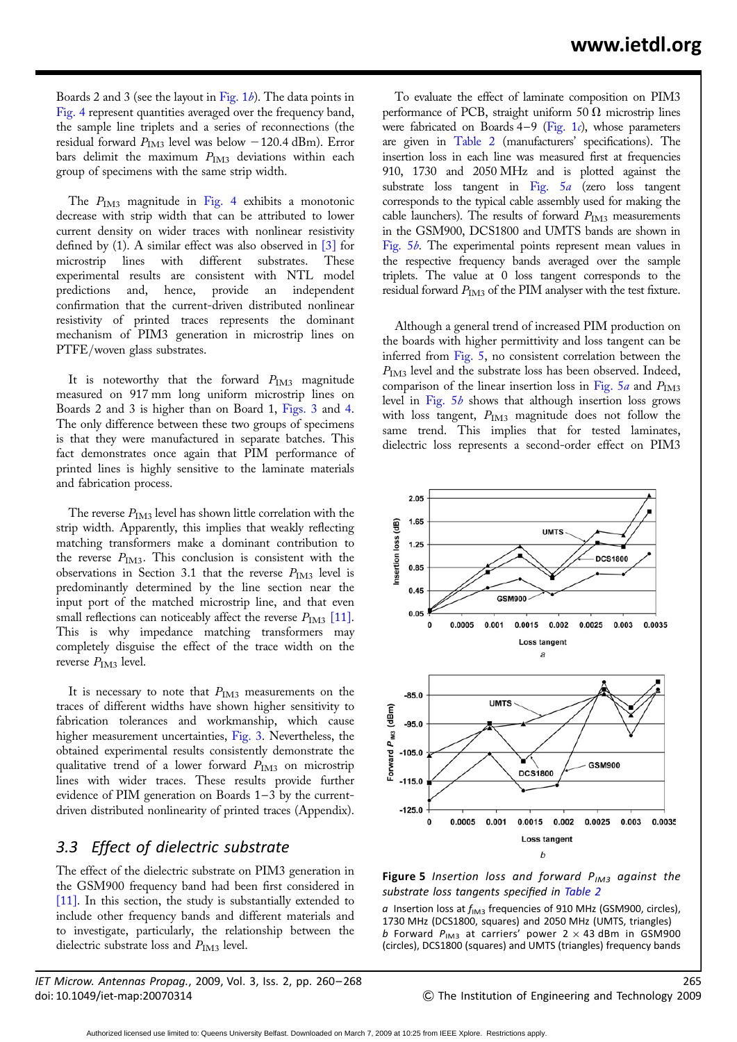Boards 2 and 3 (see the layout in Fig. 1*b*). The data points in Fig. 4 represent quantities averaged over the frequency band, the sample line triplets and a series of reconnections (the residual forward $P_{IM3}$ level was below $-120.4$ dBm). Error bars delimit the maximum $P_{IM3}$ deviations within each group of specimens with the same strip width.

The $P_{IM3}$ magnitude in Fig. 4 exhibits a monotonic decrease with strip width that can be attributed to lower current density on wider traces with nonlinear resistivity defined by (1). A similar effect was also observed in [3] for microstrip lines with different substrates. These experimental results are consistent with NTL model predictions and, hence, provide an independent confirmation that the current-driven distributed nonlinear resistivity of printed traces represents the dominant mechanism of PIM3 generation in microstrip lines on PTFE/woven glass substrates.

It is noteworthy that the forward $P_{IM3}$ magnitude measured on 917 mm long uniform microstrip lines on Boards 2 and 3 is higher than on Board 1, Figs. 3 and 4. The only difference between these two groups of specimens is that they were manufactured in separate batches. This fact demonstrates once again that PIM performance of printed lines is highly sensitive to the laminate materials and fabrication process.

The reverse $P_{IM3}$ level has shown little correlation with the strip width. Apparently, this implies that weakly reflecting matching transformers make a dominant contribution to the reverse $P_{IM3}$. This conclusion is consistent with the observations in Section 3.1 that the reverse $P_{IM3}$ level is predominantly determined by the line section near the input port of the matched microstrip line, and that even small reflections can noticeably affect the reverse $P_{IM3}$ [11]. This is why impedance matching transformers may completely disguise the effect of the trace width on the reverse $P_{IM3}$ level.

It is necessary to note that $P_{IM3}$ measurements on the traces of different widths have shown higher sensitivity to fabrication tolerances and workmanship, which cause higher measurement uncertainties, Fig. 3. Nevertheless, the obtained experimental results consistently demonstrate the qualitative trend of a lower forward $P_{IM3}$ on microstrip lines with wider traces. These results provide further evidence of PIM generation on Boards 1–3 by the current-driven distributed nonlinearity of printed traces (Appendix).

## 3.3 Effect of dielectric substrate

The effect of the dielectric substrate on PIM3 generation in the GSM900 frequency band had been first considered in [11]. In this section, the study is substantially extended to include other frequency bands and different materials and to investigate, particularly, the relationship between the dielectric substrate loss and $P_{IM3}$ level.

To evaluate the effect of laminate composition on PIM3 performance of PCB, straight uniform 50 Ω microstrip lines were fabricated on Boards 4–9 (Fig. 1*c*), whose parameters are given in Table 2 (manufacturers' specifications). The insertion loss in each line was measured first at frequencies 910, 1730 and 2050 MHz and is plotted against the substrate loss tangent in Fig. 5*a* (zero loss tangent corresponds to the typical cable assembly used for making the cable launchers). The results of forward $P_{IM3}$ measurements in the GSM900, DCS1800 and UMTS bands are shown in Fig. 5*b*. The experimental points represent mean values in the respective frequency bands averaged over the sample triplets. The value at 0 loss tangent corresponds to the residual forward $P_{IM3}$ of the PIM analyser with the test fixture.

Although a general trend of increased PIM production on the boards with higher permittivity and loss tangent can be inferred from Fig. 5, no consistent correlation between the $P_{IM3}$ level and the substrate loss has been observed. Indeed, comparison of the linear insertion loss in Fig. 5*a* and $P_{IM3}$ level in Fig. 5*b* shows that although insertion loss grows with loss tangent, $P_{IM3}$ magnitude does not follow the same trend. This implies that for tested laminates, dielectric loss represents a second-order effect on PIM3

**Figure 5** *Insertion loss and forward $P_{IM3}$ against the substrate loss tangents specified in Table 2*

*a* Insertion loss at $f_{IM3}$ frequencies of 910 MHz (GSM900, circles), 1730 MHz (DCS1800, squares) and 2050 MHz (UMTS, triangles)
*b* Forward $P_{IM3}$ at carriers' power $2 \times 43$ dBm in GSM900 (circles), DCS1800 (squares) and UMTS (triangles) frequency bands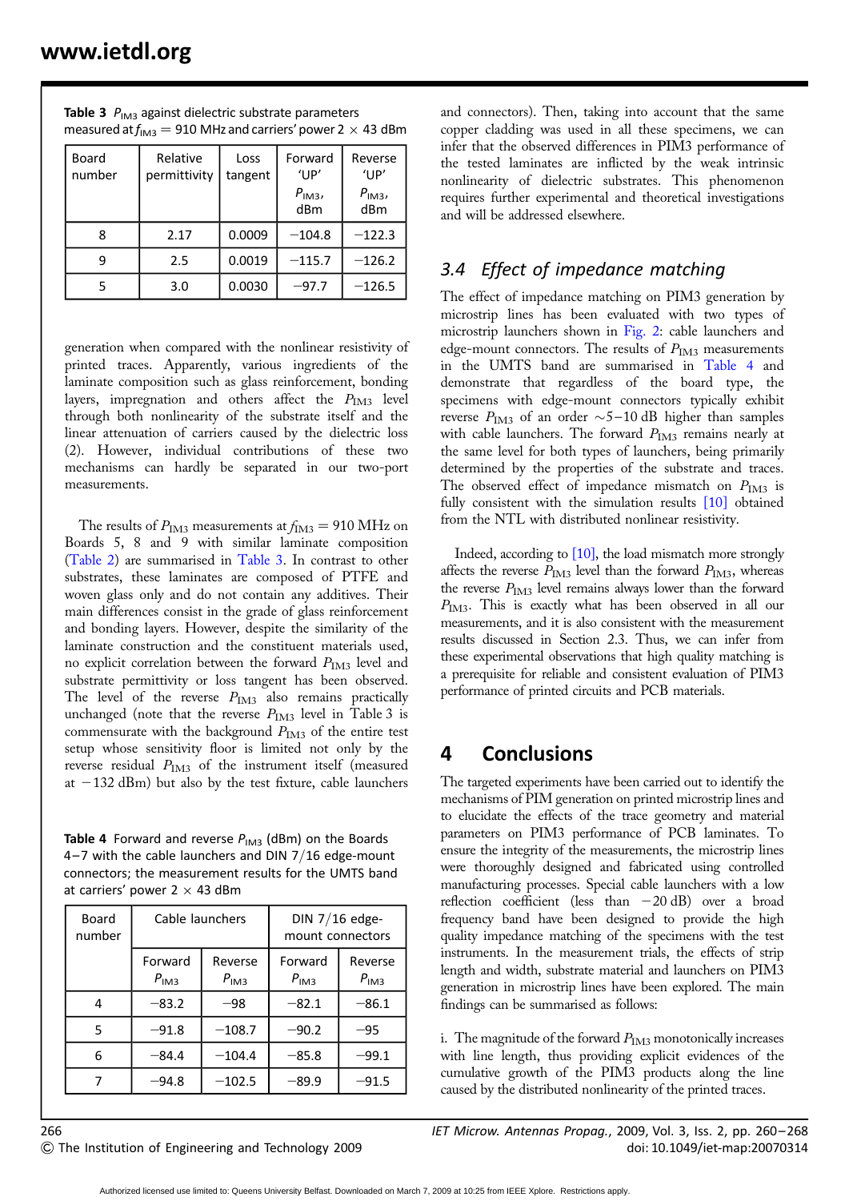**Table 3** $P_{IM3}$ against dielectric substrate parameters measured at $f_{IM3}$ = 910 MHz and carriers' power 2 × 43 dBm

| Board number | Relative permittivity | Loss tangent | Forward 'UP' $P_{IM3}$, dBm | Reverse 'UP' $P_{IM3}$, dBm |
|---|---|---|---|---|
| 8 | 2.17 | 0.0009 | −104.8 | −122.3 |
| 9 | 2.5 | 0.0019 | −115.7 | −126.2 |
| 5 | 3.0 | 0.0030 | −97.7 | −126.5 |

generation when compared with the nonlinear resistivity of printed traces. Apparently, various ingredients of the laminate composition such as glass reinforcement, bonding layers, impregnation and others affect the $P_{IM3}$ level through both nonlinearity of the substrate itself and the linear attenuation of carriers caused by the dielectric loss (2). However, individual contributions of these two mechanisms can hardly be separated in our two-port measurements.

The results of $P_{IM3}$ measurements at $f_{IM3}$ = 910 MHz on Boards 5, 8 and 9 with similar laminate composition (Table 2) are summarised in Table 3. In contrast to other substrates, these laminates are composed of PTFE and woven glass only and do not contain any additives. Their main differences consist in the grade of glass reinforcement and bonding layers. However, despite the similarity of the laminate construction and the constituent materials used, no explicit correlation between the forward $P_{IM3}$ level and substrate permittivity or loss tangent has been observed. The level of the reverse $P_{IM3}$ also remains practically unchanged (note that the reverse $P_{IM3}$ level in Table 3 is commensurate with the background $P_{IM3}$ of the entire test setup whose sensitivity floor is limited not only by the reverse residual $P_{IM3}$ of the instrument itself (measured at −132 dBm) but also by the test fixture, cable launchers and connectors). Then, taking into account that the same copper cladding was used in all these specimens, we can infer that the observed differences in PIM3 performance of the tested laminates are inflicted by the weak intrinsic nonlinearity of dielectric substrates. This phenomenon requires further experimental and theoretical investigations and will be addressed elsewhere.

**Table 4** Forward and reverse $P_{IM3}$ (dBm) on the Boards 4–7 with the cable launchers and DIN 7/16 edge-mount connectors; the measurement results for the UMTS band at carriers' power 2 × 43 dBm

| Board number | Cable launchers | | DIN 7/16 edge-mount connectors | |
|---|---|---|---|---|
| | Forward $P_{IM3}$ | Reverse $P_{IM3}$ | Forward $P_{IM3}$ | Reverse $P_{IM3}$ |
| 4 | −83.2 | −98 | −82.1 | −86.1 |
| 5 | −91.8 | −108.7 | −90.2 | −95 |
| 6 | −84.4 | −104.4 | −85.8 | −99.1 |
| 7 | −94.8 | −102.5 | −89.9 | −91.5 |

### 3.4 Effect of impedance matching

The effect of impedance matching on PIM3 generation by microstrip lines has been evaluated with two types of microstrip launchers shown in Fig. 2: cable launchers and edge-mount connectors. The results of $P_{IM3}$ measurements in the UMTS band are summarised in Table 4 and demonstrate that regardless of the board type, the specimens with edge-mount connectors typically exhibit reverse $P_{IM3}$ of an order ~5–10 dB higher than samples with cable launchers. The forward $P_{IM3}$ remains nearly at the same level for both types of launchers, being primarily determined by the properties of the substrate and traces. The observed effect of impedance mismatch on $P_{IM3}$ is fully consistent with the simulation results [10] obtained from the NTL with distributed nonlinear resistivity.

Indeed, according to [10], the load mismatch more strongly affects the reverse $P_{IM3}$ level than the forward $P_{IM3}$, whereas the reverse $P_{IM3}$ level remains always lower than the forward $P_{IM3}$. This is exactly what has been observed in all our measurements, and it is also consistent with the measurement results discussed in Section 2.3. Thus, we can infer from these experimental observations that high quality matching is a prerequisite for reliable and consistent evaluation of PIM3 performance of printed circuits and PCB materials.

## 4 Conclusions

The targeted experiments have been carried out to identify the mechanisms of PIM generation on printed microstrip lines and to elucidate the effects of the trace geometry and material parameters on PIM3 performance of PCB laminates. To ensure the integrity of the measurements, the microstrip lines were thoroughly designed and fabricated using controlled manufacturing processes. Special cable launchers with a low reflection coefficient (less than −20 dB) over a broad frequency band have been designed to provide the high quality impedance matching of the specimens with the test instruments. In the measurement trials, the effects of strip length and width, substrate material and launchers on PIM3 generation in microstrip lines have been explored. The main findings can be summarised as follows:

i. The magnitude of the forward $P_{IM3}$ monotonically increases with line length, thus providing explicit evidences of the cumulative growth of the PIM3 products along the line caused by the distributed nonlinearity of the printed traces.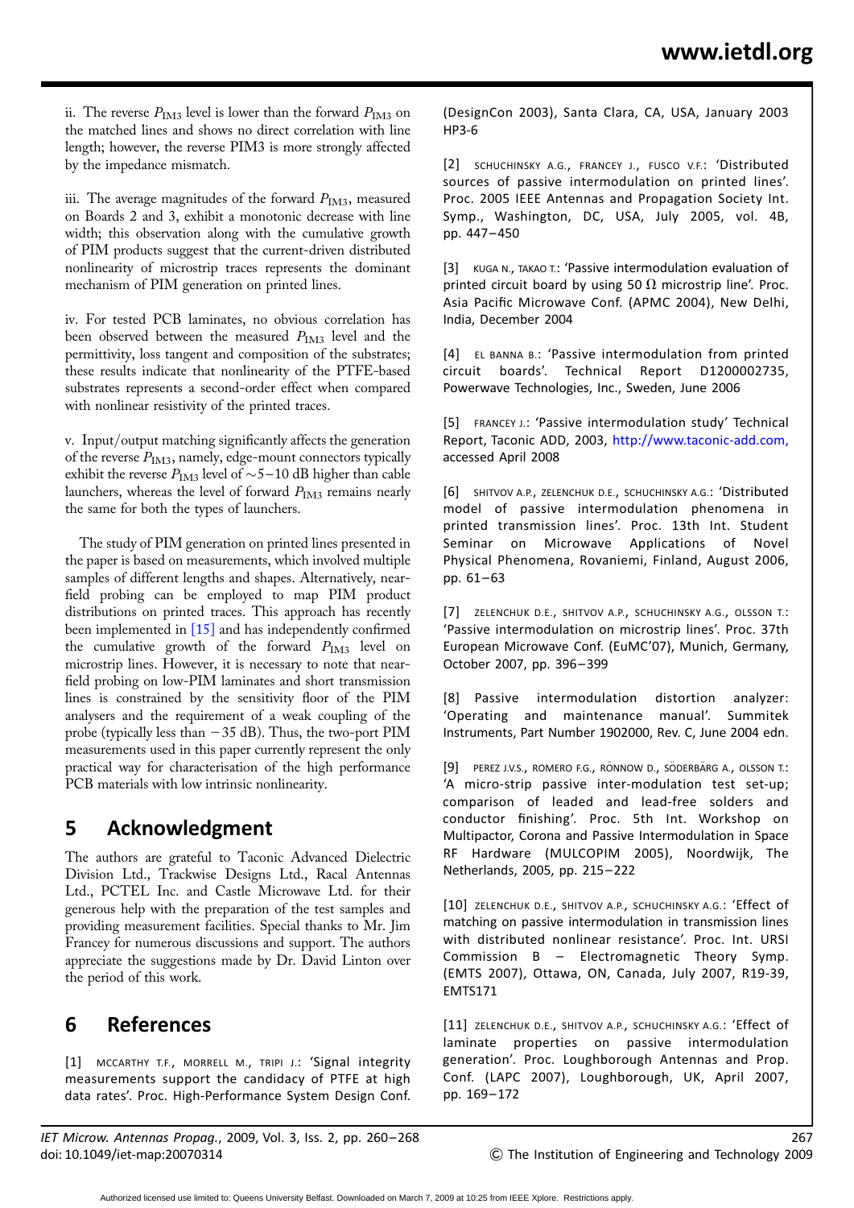ii. The reverse $P_{IM3}$ level is lower than the forward $P_{IM3}$ on the matched lines and shows no direct correlation with line length; however, the reverse PIM3 is more strongly affected by the impedance mismatch.

iii. The average magnitudes of the forward $P_{IM3}$, measured on Boards 2 and 3, exhibit a monotonic decrease with line width; this observation along with the cumulative growth of PIM products suggest that the current-driven distributed nonlinearity of microstrip traces represents the dominant mechanism of PIM generation on printed lines.

iv. For tested PCB laminates, no obvious correlation has been observed between the measured $P_{IM3}$ level and the permittivity, loss tangent and composition of the substrates; these results indicate that nonlinearity of the PTFE-based substrates represents a second-order effect when compared with nonlinear resistivity of the printed traces.

v. Input/output matching significantly affects the generation of the reverse $P_{IM3}$, namely, edge-mount connectors typically exhibit the reverse $P_{IM3}$ level of ~5–10 dB higher than cable launchers, whereas the level of forward $P_{IM3}$ remains nearly the same for both the types of launchers.

The study of PIM generation on printed lines presented in the paper is based on measurements, which involved multiple samples of different lengths and shapes. Alternatively, near-field probing can be employed to map PIM product distributions on printed traces. This approach has recently been implemented in [15] and has independently confirmed the cumulative growth of the forward $P_{IM3}$ level on microstrip lines. However, it is necessary to note that near-field probing on low-PIM laminates and short transmission lines is constrained by the sensitivity floor of the PIM analysers and the requirement of a weak coupling of the probe (typically less than −35 dB). Thus, the two-port PIM measurements used in this paper currently represent the only practical way for characterisation of the high performance PCB materials with low intrinsic nonlinearity.

## 5 Acknowledgment

The authors are grateful to Taconic Advanced Dielectric Division Ltd., Trackwise Designs Ltd., Racal Antennas Ltd., PCTEL Inc. and Castle Microwave Ltd. for their generous help with the preparation of the test samples and providing measurement facilities. Special thanks to Mr. Jim Francey for numerous discussions and support. The authors appreciate the suggestions made by Dr. David Linton over the period of this work.

## 6 References

[1] MCCARTHY T.F., MORRELL M., TRIPI J.: 'Signal integrity measurements support the candidacy of PTFE at high data rates'. Proc. High-Performance System Design Conf. (DesignCon 2003), Santa Clara, CA, USA, January 2003 HP3-6

[2] SCHUCHINSKY A.G., FRANCEY J., FUSCO V.F.: 'Distributed sources of passive intermodulation on printed lines'. Proc. 2005 IEEE Antennas and Propagation Society Int. Symp., Washington, DC, USA, July 2005, vol. 4B, pp. 447–450

[3] KUGA N., TAKAO T.: 'Passive intermodulation evaluation of printed circuit board by using 50 Ω microstrip line'. Proc. Asia Pacific Microwave Conf. (APMC 2004), New Delhi, India, December 2004

[4] EL BANNA B.: 'Passive intermodulation from printed circuit boards'. Technical Report D1200002735, Powerwave Technologies, Inc., Sweden, June 2006

[5] FRANCEY J.: 'Passive intermodulation study' Technical Report, Taconic ADD, 2003, http://www.taconic-add.com, accessed April 2008

[6] SHITVOV A.P., ZELENCHUK D.E., SCHUCHINSKY A.G.: 'Distributed model of passive intermodulation phenomena in printed transmission lines'. Proc. 13th Int. Student Seminar on Microwave Applications of Novel Physical Phenomena, Rovaniemi, Finland, August 2006, pp. 61–63

[7] ZELENCHUK D.E., SHITVOV A.P., SCHUCHINSKY A.G., OLSSON T.: 'Passive intermodulation on microstrip lines'. Proc. 37th European Microwave Conf. (EuMC'07), Munich, Germany, October 2007, pp. 396–399

[8] Passive intermodulation distortion analyzer: 'Operating and maintenance manual'. Summitek Instruments, Part Number 1902000, Rev. C, June 2004 edn.

[9] PEREZ J.V.S., ROMERO F.G., RÖNNOW D., SÖDERBÄRG A., OLSSON T.: 'A micro-strip passive inter-modulation test set-up; comparison of leaded and lead-free solders and conductor finishing'. Proc. 5th Int. Workshop on Multipactor, Corona and Passive Intermodulation in Space RF Hardware (MULCOPIM 2005), Noordwijk, The Netherlands, 2005, pp. 215–222

[10] ZELENCHUK D.E., SHITVOV A.P., SCHUCHINSKY A.G.: 'Effect of matching on passive intermodulation in transmission lines with distributed nonlinear resistance'. Proc. Int. URSI Commission B – Electromagnetic Theory Symp. (EMTS 2007), Ottawa, ON, Canada, July 2007, R19-39, EMTS171

[11] ZELENCHUK D.E., SHITVOV A.P., SCHUCHINSKY A.G.: 'Effect of laminate properties on passive intermodulation generation'. Proc. Loughborough Antennas and Prop. Conf. (LAPC 2007), Loughborough, UK, April 2007, pp. 169–172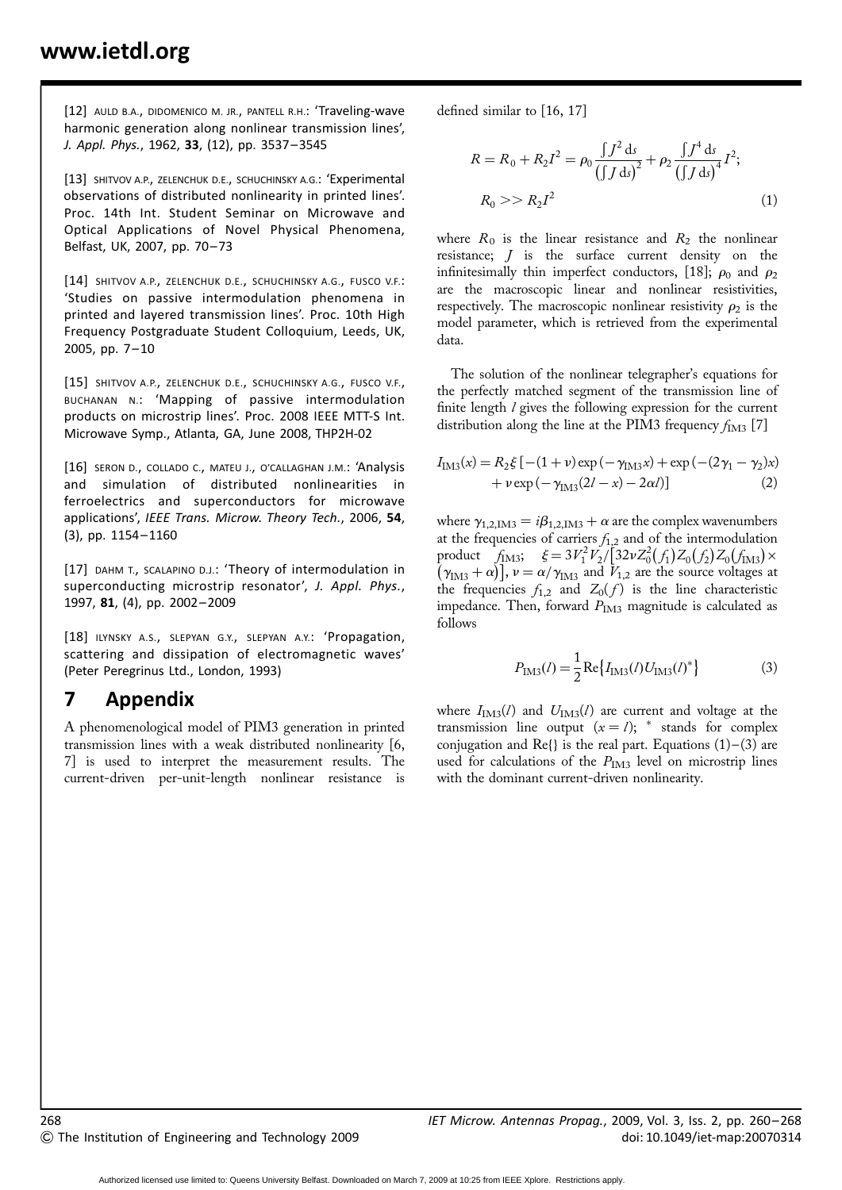[12] AULD B.A., DIDOMENICO M. JR., PANTELL R.H.: 'Traveling-wave harmonic generation along nonlinear transmission lines', *J. Appl. Phys.*, 1962, **33**, (12), pp. 3537–3545

[13] SHITVOV A.P., ZELENCHUK D.E., SCHUCHINSKY A.G.: 'Experimental observations of distributed nonlinearity in printed lines'. Proc. 14th Int. Student Seminar on Microwave and Optical Applications of Novel Physical Phenomena, Belfast, UK, 2007, pp. 70–73

[14] SHITVOV A.P., ZELENCHUK D.E., SCHUCHINSKY A.G., FUSCO V.F.: 'Studies on passive intermodulation phenomena in printed and layered transmission lines'. Proc. 10th High Frequency Postgraduate Student Colloquium, Leeds, UK, 2005, pp. 7–10

[15] SHITVOV A.P., ZELENCHUK D.E., SCHUCHINSKY A.G., FUSCO V.F., BUCHANAN N.: 'Mapping of passive intermodulation products on microstrip lines'. Proc. 2008 IEEE MTT-S Int. Microwave Symp., Atlanta, GA, June 2008, THP2H-02

[16] SERON D., COLLADO C., MATEU J., O'CALLAGHAN J.M.: 'Analysis and simulation of distributed nonlinearities in ferroelectrics and superconductors for microwave applications', *IEEE Trans. Microw. Theory Tech.*, 2006, **54**, (3), pp. 1154–1160

[17] DAHM T., SCALAPINO D.J.: 'Theory of intermodulation in superconducting microstrip resonator', *J. Appl. Phys.*, 1997, **81**, (4), pp. 2002–2009

[18] ILYNSKY A.S., SLEPYAN G.Y., SLEPYAN A.Y.: 'Propagation, scattering and dissipation of electromagnetic waves' (Peter Peregrinus Ltd., London, 1993)

## 7 Appendix

A phenomenological model of PIM3 generation in printed transmission lines with a weak distributed nonlinearity [6, 7] is used to interpret the measurement results. The current-driven per-unit-length nonlinear resistance is defined similar to [16, 17]

$$R = R_0 + R_2 I^2 = \rho_0 \frac{\int J^2 \, ds}{\left(\int J \, ds\right)^2} + \rho_2 \frac{\int J^4 \, ds}{\left(\int J \, ds\right)^4} I^2;$$
$$R_0 >> R_2 I^2 \tag{1}$$

where $R_0$ is the linear resistance and $R_2$ the nonlinear resistance; $J$ is the surface current density on the infinitesimally thin imperfect conductors, [18]; $\rho_0$ and $\rho_2$ are the macroscopic linear and nonlinear resistivities, respectively. The macroscopic nonlinear resistivity $\rho_2$ is the model parameter, which is retrieved from the experimental data.

The solution of the nonlinear telegrapher's equations for the perfectly matched segment of the transmission line of finite length $l$ gives the following expression for the current distribution along the line at the PIM3 frequency $f_{\mathrm{IM3}}$ [7]

$$I_{\mathrm{IM3}}(x) = R_2 \xi \left[ -(1+\nu) \exp\left(-\gamma_{\mathrm{IM3}} x\right) + \exp\left(-(2\gamma_1 - \gamma_2)x\right) + \nu \exp\left(-\gamma_{\mathrm{IM3}}(2l - x) - 2\alpha l\right) \right] \tag{2}$$

where $\gamma_{1,2,\mathrm{IM3}} = i\beta_{1,2,\mathrm{IM3}} + \alpha$ are the complex wavenumbers at the frequencies of carriers $f_{1,2}$ and of the intermodulation product $f_{\mathrm{IM3}}$; $\xi = 3V_1^2 V_2 / \left[32\nu Z_0^2(f_1) Z_0(f_2) Z_0(f_{\mathrm{IM3}}) \times \left(\gamma_{\mathrm{IM3}} + \alpha\right)\right]$, $\nu = \alpha/\gamma_{\mathrm{IM3}}$ and $V_{1,2}$ are the source voltages at the frequencies $f_{1,2}$ and $Z_0(f)$ is the line characteristic impedance. Then, forward $P_{\mathrm{IM3}}$ magnitude is calculated as follows

$$P_{\mathrm{IM3}}(l) = \frac{1}{2} \mathrm{Re}\left\{ I_{\mathrm{IM3}}(l) U_{\mathrm{IM3}}(l)^* \right\} \tag{3}$$

where $I_{\mathrm{IM3}}(l)$ and $U_{\mathrm{IM3}}(l)$ are current and voltage at the transmission line output $(x = l)$; $^*$ stands for complex conjugation and Re{} is the real part. Equations (1)–(3) are used for calculations of the $P_{\mathrm{IM3}}$ level on microstrip lines with the dominant current-driven nonlinearity.